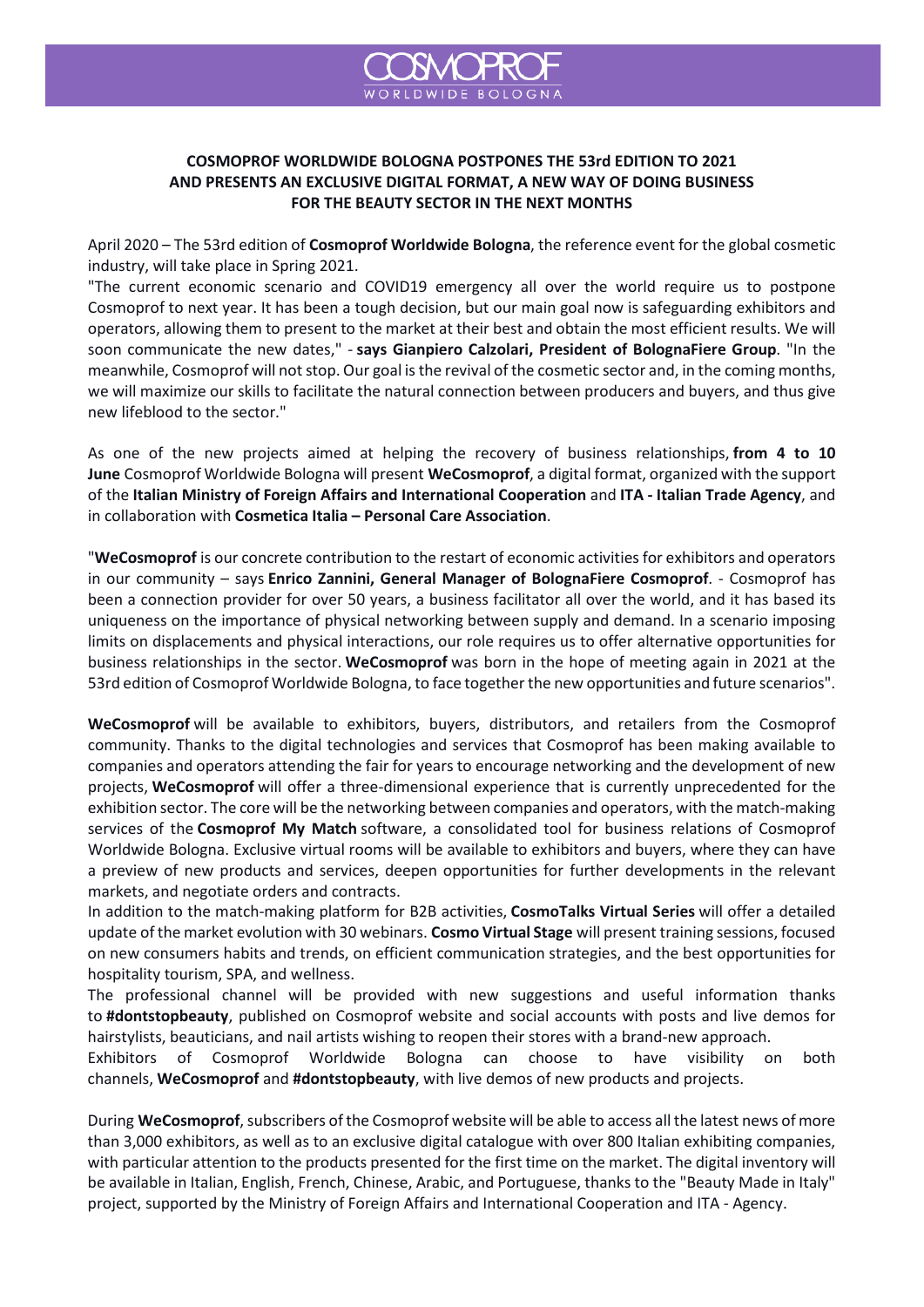# COSMOPROF WORLDWIDE BOLOGNA POSTPONES THE 53rd EDITION TO 2021 AND PRESENTS AN EXCLUSIVE DIGITAL FORMAT, A NEW WAY OF DOING BUSINESS FOR THE BEAUTY SECTOR IN THE NEXT MONTHS

April 2020 – The 53rd edition of **Cosmoprof Worldwide Bologna**, the reference event for the global cosmetic industry, will take place in Spring 2021.

"The current economic scenario and COVID19 emergency all over the world require us to postpone Cosmoprof to next year. It has been a tough decision, but our main goal now is safeguarding exhibitors and operators, allowing them to present to the market at their best and obtain the most efficient results. We will soon communicate the new dates," - **says Gianpiero Calzolari, President of BolognaFiere Group**. "In the meanwhile, Cosmoprof will not stop. Our goal is the revival of the cosmetic sector and, in the coming months, we will maximize our skills to facilitate the natural connection between producers and buyers, and thus give new lifeblood to the sector."

As one of the new projects aimed at helping the recovery of business relationships, **from 4 to 10 June** Cosmoprof Worldwide Bologna will present **WeCosmoprof**, a digital format, organized with the support of the **Italian Ministry of Foreign Affairs and International Cooperation** and **ITA - Italian Trade Agency**, and in collaboration with **Cosmetica Italia – Personal Care Association**.

"**WeCosmoprof** is our concrete contribution to the restart of economic activities for exhibitors and operators in our community – says **Enrico Zannini, General Manager of BolognaFiere Cosmoprof**. - Cosmoprof has been a connection provider for over 50 years, a business facilitator all over the world, and it has based its uniqueness on the importance of physical networking between supply and demand. In a scenario imposing limits on displacements and physical interactions, our role requires us to offer alternative opportunities for business relationships in the sector. **WeCosmoprof** was born in the hope of meeting again in 2021 at the 53rd edition of Cosmoprof Worldwide Bologna, to face together the new opportunities and future scenarios".

**WeCosmoprof** will be available to exhibitors, buyers, distributors, and retailers from the Cosmoprof community. Thanks to the digital technologies and services that Cosmoprof has been making available to companies and operators attending the fair for years to encourage networking and the development of new projects, **WeCosmoprof** will offer a three-dimensional experience that is currently unprecedented for the exhibition sector. The core will be the networking between companies and operators, with the match-making services of the **Cosmoprof My Match** software, a consolidated tool for business relations of Cosmoprof Worldwide Bologna. Exclusive virtual rooms will be available to exhibitors and buyers, where they can have a preview of new products and services, deepen opportunities for further developments in the relevant markets, and negotiate orders and contracts.

In addition to the match-making platform for B2B activities, **CosmoTalks Virtual Series** will offer a detailed update of the market evolution with 30 webinars. **Cosmo Virtual Stage** will present training sessions, focused on new consumers habits and trends, on efficient communication strategies, and the best opportunities for hospitality tourism, SPA, and wellness.

The professional channel will be provided with new suggestions and useful information thanks to **#dontstopbeauty**, published on Cosmoprof website and social accounts with posts and live demos for hairstylists, beauticians, and nail artists wishing to reopen their stores with a brand-new approach.

Exhibitors of Cosmoprof Worldwide Bologna can choose to have visibility on both channels, **WeCosmoprof** and **#dontstopbeauty**, with live demos of new products and projects.

During **WeCosmoprof**, subscribers of the Cosmoprof website will be able to access all the latest news of more than 3,000 exhibitors, as well as to an exclusive digital catalogue with over 800 Italian exhibiting companies, with particular attention to the products presented for the first time on the market. The digital inventory will be available in Italian, English, French, Chinese, Arabic, and Portuguese, thanks to the "Beauty Made in Italy" project, supported by the Ministry of Foreign Affairs and International Cooperation and ITA - Agency.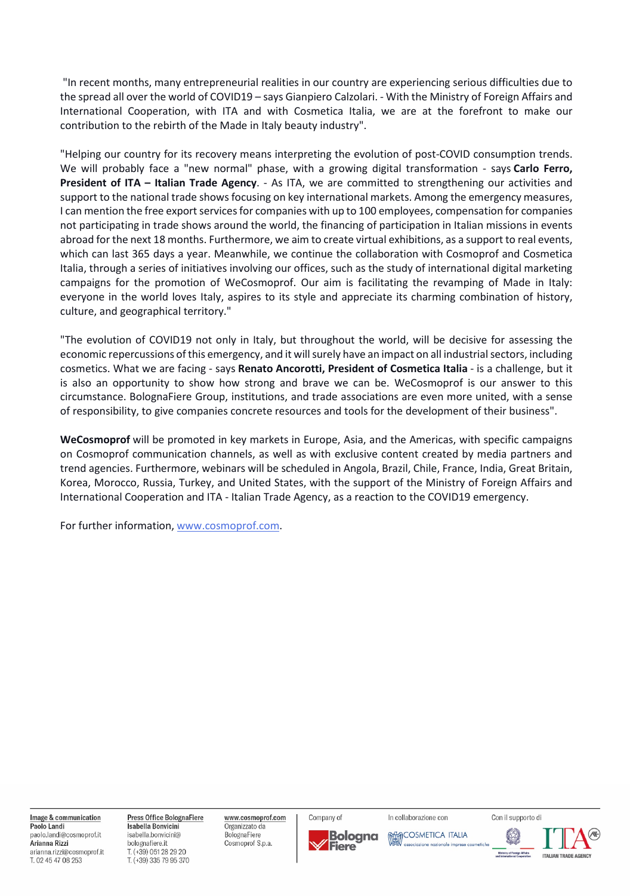"In recent months, many entrepreneurial realities in our country are experiencing serious difficulties due to the spread all over the world of COVID19 – says Gianpiero Calzolari. - With the Ministry of Foreign Affairs and International Cooperation, with ITA and with Cosmetica Italia, we are at the forefront to make our contribution to the rebirth of the Made in Italy beauty industry".

"Helping our country for its recovery means interpreting the evolution of post-COVID consumption trends. We will probably face a "new normal" phase, with a growing digital transformation - says **Carlo Ferro, President of ITA – Italian Trade Agency**. - As ITA, we are committed to strengthening our activities and support to the national trade shows focusing on key international markets. Among the emergency measures, I can mention the free export services for companies with up to 100 employees, compensation for companies not participating in trade shows around the world, the financing of participation in Italian missions in events abroad for the next 18 months. Furthermore, we aim to create virtual exhibitions, as a support to real events, which can last 365 days a year. Meanwhile, we continue the collaboration with Cosmoprof and Cosmetica Italia, through a series of initiatives involving our offices, such as the study of international digital marketing campaigns for the promotion of WeCosmoprof. Our aim is facilitating the revamping of Made in Italy: everyone in the world loves Italy, aspires to its style and appreciate its charming combination of history, culture, and geographical territory."

"The evolution of COVID19 not only in Italy, but throughout the world, will be decisive for assessing the economic repercussions of this emergency, and it will surely have an impact on all industrial sectors, including cosmetics. What we are facing - says **Renato Ancorotti, President of Cosmetica Italia** - is a challenge, but it is also an opportunity to show how strong and brave we can be. WeCosmoprof is our answer to this circumstance. BolognaFiere Group, institutions, and trade associations are even more united, with a sense of responsibility, to give companies concrete resources and tools for the development of their business".

**WeCosmoprof** will be promoted in key markets in Europe, Asia, and the Americas, with specific campaigns on Cosmoprof communication channels, as well as with exclusive content created by media partners and trend agencies. Furthermore, webinars will be scheduled in Angola, Brazil, Chile, France, India, Great Britain, Korea, Morocco, Russia, Turkey, and United States, with the support of the Ministry of Foreign Affairs and International Cooperation and ITA - Italian Trade Agency, as a reaction to the COVID19 emergency.

For further information, www.cosmoprof.com.

**Image & communication**
**Paolo Landi**
paolo.landi@cosmoprof.it
**Arianna Rizzi**
arianna.rizzi@cosmoprof.it
T. 02 45 47 08 253

**Press Office BolognaFiere**
**Isabella Bonvicini**
isabella.bonvicini@bolognafiere.it
T. (+39) 051 28 29 20
T. (+39) 335 79 95 370

**www.cosmoprof.com**
Organizzato da
BolognaFiere
Cosmoprof S.p.a.

Company of
BolognaFiere

In collaborazione con
COSMETICA ITALIA
associazione nazionale imprese cosmetiche

Con il supporto di
Ministry of Foreign Affairs and International Cooperation
ITA ITALIAN TRADE AGENCY